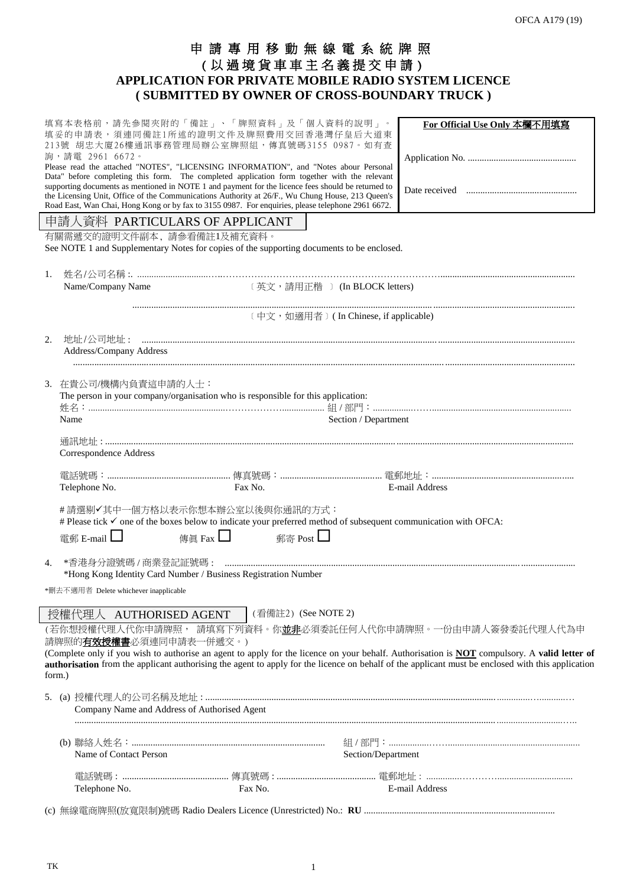# 申請專用移動無線電系統牌照
# (以過境貨車車主名義提交申請)
# APPLICATION FOR PRIVATE MOBILE RADIO SYSTEM LICENCE
# ( SUBMITTED BY OWNER OF CROSS-BOUNDARY TRUCK )

填寫本表格前，請先參閱夾附的「備註」、「牌照資料」及「個人資料的說明」。填妥的申請表，須連同備註1所述的證明文件及牌照費用交回香港灣仔皇后大道東213號 胡忠大廈26樓通訊事務管理局辦公室牌照組，傳真號碼3155 0987。如有查詢，請電 2961 6672。
Please read the attached "NOTES", "LICENSING INFORMATION", and "Notes abour Personal Data" before completing this form. The completed application form together with the relevant supporting documents as mentioned in NOTE 1 and payment for the licence fees should be returned to the Licensing Unit, Office of the Communications Authority at 26/F., Wu Chung House, 213 Queen's Road East, Wan Chai, Hong Kong or by fax to 3155 0987. For enquiries, please telephone 2961 6672.

**For Official Use Only 本欄不用填寫**

Application No. ..............................................

Date received ..............................................

## 申請人資料 PARTICULARS OF APPLICANT

有關需遞交的證明文件副本，請參看備註1及補充資料。
See NOTE 1 and Supplementary Notes for copies of the supporting documents to be enclosed.

1. 姓名/公司名稱 :. ..............................................................................................................
   Name/Company Name 〔英文，請用正楷 〕(In BLOCK letters)

   ..............................................................................................................
   〔中文，如適用者〕( In Chinese, if applicable)

2. 地址/公司地址 : ..............................................................................................................
   Address/Company Address
   ..............................................................................................................

3. 在貴公司/機構內負責這申請的人士：
   The person in your company/organisation who is responsible for this application:
   姓名：.................................................... 組 / 部門：....................................................
   Name Section / Department

   通訊地址 : ..............................................................................................................
   Correspondence Address

   電話號碼：.................................... 傳真號碼：.................................... 電郵地址：....................................
   Telephone No. Fax No. E-mail Address

   # 請選剔✓其中一個方格以表示你想本辦公室以後與你通訊的方式：
   # Please tick ✓ one of the boxes below to indicate your preferred method of subsequent communication with OFCA:

   電郵 E-mail ☐ 傳真 Fax ☐ 郵寄 Post ☐

4. *香港身分證號碼 / 商業登記証號碼 : ..............................................................................................................
   *Hong Kong Identity Card Number / Business Registration Number

*刪去不適用者 Delete whichever inapplicable

## 授權代理人 AUTHORISED AGENT (看備註2) (See NOTE 2)

(若你想授權代理人代你申請牌照， 請填寫下列資料。你**並非**必須委託任何人代你申請牌照。一份由申請人簽發委託代理人代為申請牌照的**有效授權書**必須連同申請表一併遞交。)
(Complete only if you wish to authorise an agent to apply for the licence on your behalf. Authorisation is **NOT** compulsory. A **valid letter of authorisation** from the applicant authorising the agent to apply for the licence on behalf of the applicant must be enclosed with this application form.)

5. (a) 授權代理人的公司名稱及地址 : ..............................................................................................................
   Company Name and Address of Authorised Agent
   ..............................................................................................................

   (b) 聯絡人姓名 : .................................................... 組 / 部門 : ....................................................
   Name of Contact Person Section/Department

   電話號碼 : .................................... 傳真號碼 : .................................... 電郵地址 : ....................................
   Telephone No. Fax No. E-mail Address

   (c) 無線電商牌照(放寬限制)號碼 Radio Dealers Licence (Unrestricted) No.: **RU** ....................................................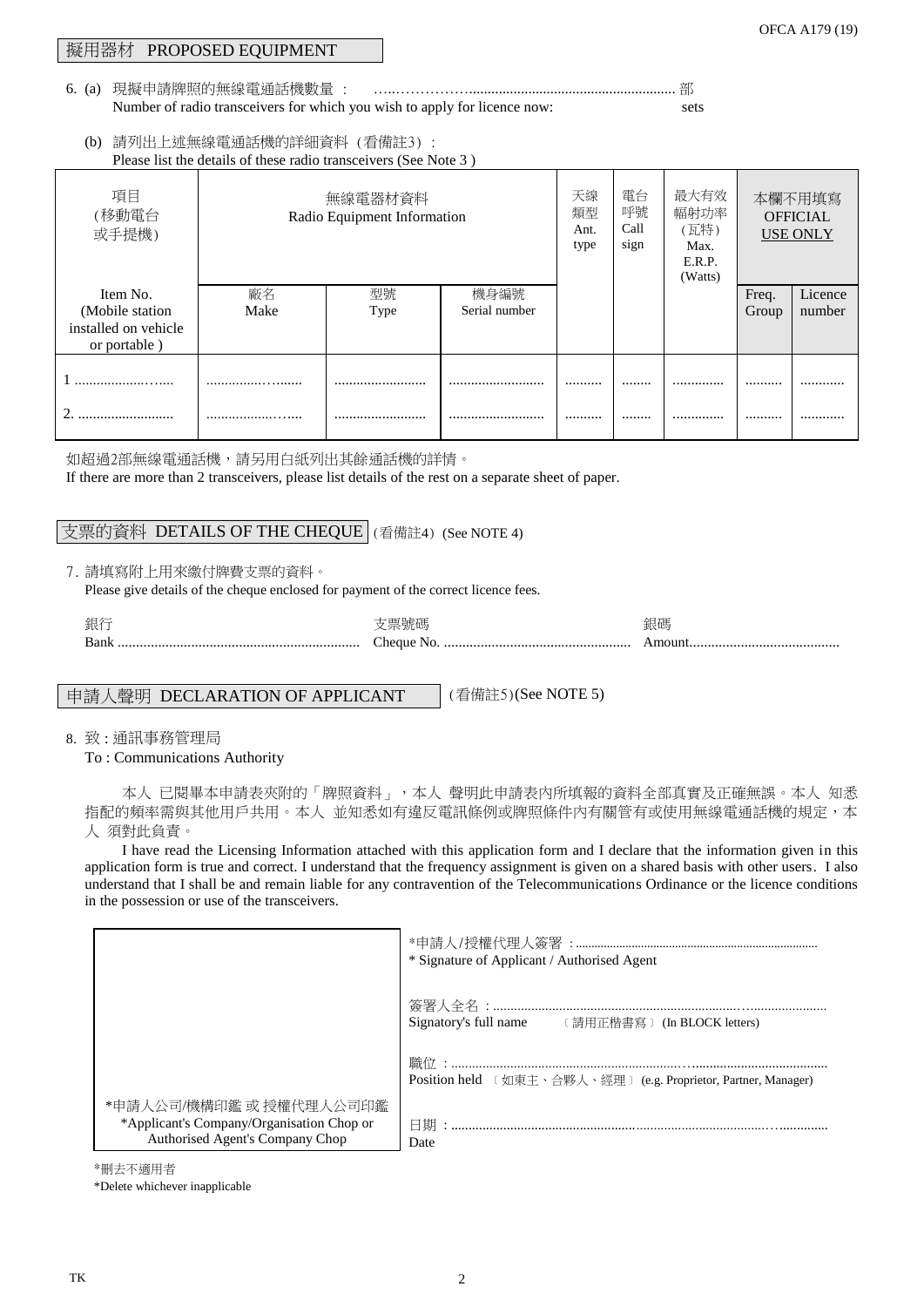## 擬用器材 PROPOSED EQUIPMENT

6. (a) 現擬申請牌照的無線電通話機數量 ： …..……………....................................................... 部
Number of radio transceivers for which you wish to apply for licence now: sets

(b) 請列出上述無線電通話機的詳細資料（看備註3）：
Please list the details of these radio transceivers (See Note 3 )

| 項目 (移動電台 或手提機) | 無線電器材資料 Radio Equipment Information | | | 天線類型 Ant. type | 電台呼號 Call sign | 最大有效幅射功率 (瓦特) Max. E.R.P. (Watts) | 本欄不用填寫 OFFICIAL USE ONLY | |
|---|---|---|---|---|---|---|---|---|
| Item No. (Mobile station installed on vehicle or portable ) | 廠名 Make | 型號 Type | 機身編號 Serial number | | | | Freq. Group | Licence number |
| 1 .................….... | ...............…...... | ......................... | .......................... | .......... | ........ | ............. | .......... | ........... |
| 2. ......................... | ..................….... | ......................... | .......................... | .......... | ........ | ............. | .......... | ........... |

如超過2部無線電通話機，請另用白紙列出其餘通話機的詳情。
If there are more than 2 transceivers, please list details of the rest on a separate sheet of paper.

## 支票的資料 DETAILS OF THE CHEQUE （看備註4）(See NOTE 4)

7. 請填寫附上用來繳付牌費支票的資料。
Please give details of the cheque enclosed for payment of the correct licence fees.

銀行 Bank .................................................................. 支票號碼 Cheque No. ................................................... 銀碼 Amount.........................................

## 申請人聲明 DECLARATION OF APPLICANT （看備註5）(See NOTE 5)

8. 致 : 通訊事務管理局
To : Communications Authority

本人 已閱畢本申請表夾附的「牌照資料」，本人 聲明此申請表內所填報的資料全部真實及正確無誤。本人 知悉指配的頻率需與其他用戶共用。本人 並知悉如有違反電訊條例或牌照條件內有關管有或使用無線電通話機的規定，本人 須對此負責。

I have read the Licensing Information attached with this application form and I declare that the information given in this application form is true and correct. I understand that the frequency assignment is given on a shared basis with other users. I also understand that I shall be and remain liable for any contravention of the Telecommunications Ordinance or the licence conditions in the possession or use of the transceivers.

*申請人/授權代理人簽署 :............................................................................
* Signature of Applicant / Authorised Agent

簽署人全名 :.............................................................................…......................
Signatory's full name 〔請用正楷書寫〕(In BLOCK letters)

職位 :......................................................................…......................................
Position held 〔如東主、合夥人、經理〕(e.g. Proprietor, Partner, Manager)

日期 :...............................................................................................…..............
Date

*申請人公司/機構印鑑 或 授權代理人公司印鑑
*Applicant's Company/Organisation Chop or Authorised Agent's Company Chop

*刪去不適用者
*Delete whichever inapplicable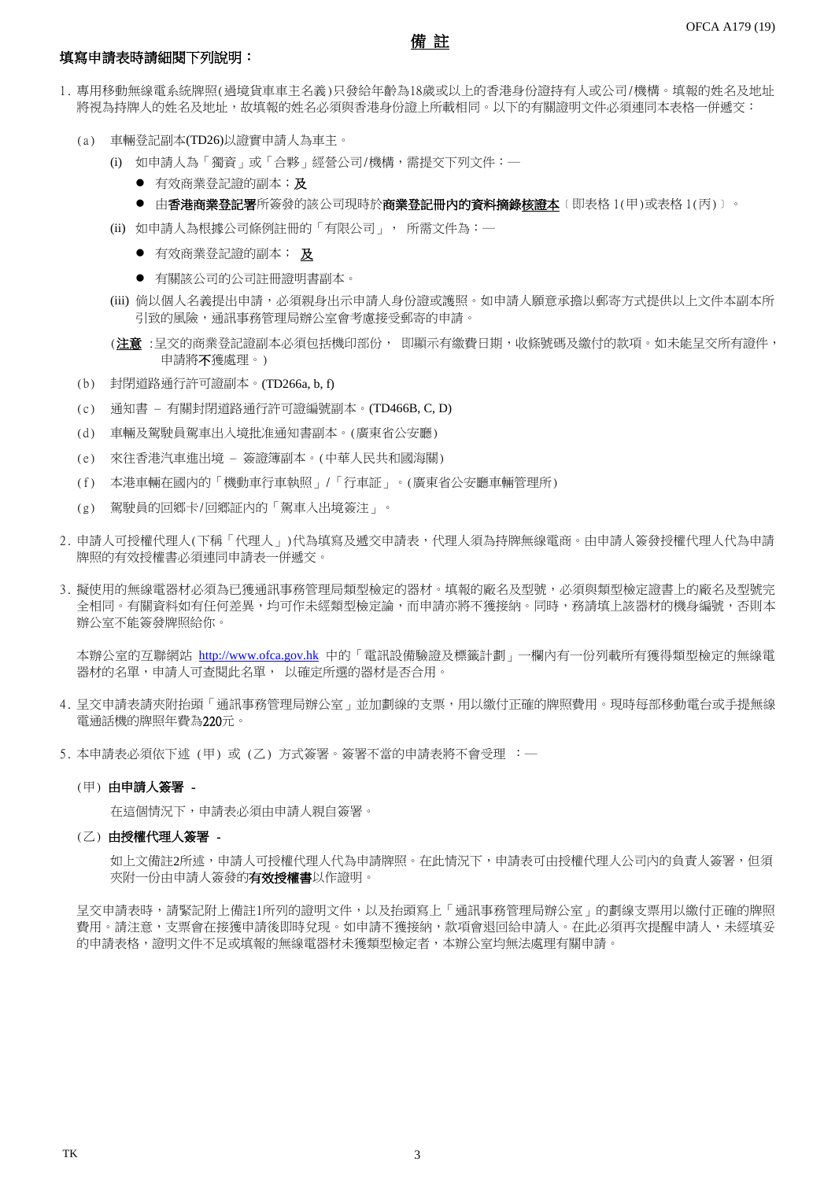# 備 註

**填寫申請表時請細閱下列說明：**

1. 專用移動無線電系統牌照(過境貨車車主名義)只發給年齡為18歲或以上的香港身份證持有人或公司/機構。填報的姓名及地址將視為持牌人的姓名及地址，故填報的姓名必須與香港身份證上所載相同。以下的有關證明文件必須連同本表格一併遞交：

   (a) 車輛登記副本(TD26)以證實申請人為車主。

   (i) 如申請人為「獨資」或「合夥」經營公司/機構，需提交下列文件：—

   - 有效商業登記證的副本；**及**
   - 由**香港商業登記署**所簽發的該公司現時於**商業登記冊內的資料摘錄核證本**〔即表格 1(甲)或表格 1(丙)〕。

   (ii) 如申請人為根據公司條例註冊的「有限公司」， 所需文件為：—

   - 有效商業登記證的副本； **及**
   - 有關該公司的公司註冊證明書副本。

   (iii) 倘以個人名義提出申請，必須親身出示申請人身份證或護照。如申請人願意承擔以郵寄方式提供以上文件本副本所引致的風險，通訊事務管理局辦公室會考慮接受郵寄的申請。

   (**注意** :呈交的商業登記證副本必須包括機印部份， 即顯示有繳費日期，收條號碼及繳付的款項。如未能呈交所有證件，申請將**不**獲處理。)

   (b) 封閉道路通行許可證副本。(TD266a, b, f)

   (c) 通知書 – 有關封閉道路通行許可證編號副本。(TD466B, C, D)

   (d) 車輛及駕駛員駕車出入境批准通知書副本。(廣東省公安廳)

   (e) 來往香港汽車進出境 – 簽證簿副本。(中華人民共和國海關)

   (f) 本港車輛在國內的「機動車行車執照」/「行車証」。(廣東省公安廳車輛管理所)

   (g) 駕駛員的回鄉卡/回鄉証內的「駕車入出境簽注」。

2. 申請人可授權代理人(下稱「代理人」)代為填寫及遞交申請表，代理人須為持牌無線電商。由申請人簽發授權代理人代為申請牌照的有效授權書必須連同申請表一併遞交。

3. 擬使用的無線電器材必須為已獲通訊事務管理局類型檢定的器材。填報的廠名及型號，必須與類型檢定證書上的廠名及型號完全相同。有關資料如有任何差異，均可作未經類型檢定論，而申請亦將不獲接納。同時，務請填上該器材的機身編號，否則本辦公室不能簽發牌照給你。

   本辦公室的互聯網站 http://www.ofca.gov.hk 中的「電訊設備驗證及標籤計劃」一欄內有一份列載所有獲得類型檢定的無線電器材的名單，申請人可查閱此名單， 以確定所選的器材是否合用。

4. 呈交申請表請夾附抬頭「通訊事務管理局辦公室」並加劃線的支票，用以繳付正確的牌照費用。現時每部移動電台或手提無線電通話機的牌照年費為220元。

5. 本申請表必須依下述（甲）或（乙）方式簽署。簽署不當的申請表將不會受理 ：—

   (甲) **由申請人簽署 -**

   在這個情況下，申請表必須由申請人親自簽署。

   (乙) **由授權代理人簽署 -**

   如上文備註2所述，申請人可授權代理人代為申請牌照。在此情況下，申請表可由授權代理人公司內的負責人簽署，但須夾附一份由申請人簽發的**有效授權書**以作證明。

   呈交申請表時，請緊記附上備註1所列的證明文件，以及抬頭寫上「通訊事務管理局辦公室」的劃線支票用以繳付正確的牌照費用。請注意，支票會在接獲申請後即時兌現。如申請不獲接納，款項會退回給申請人。在此必須再次提醒申請人，未經填妥的申請表格，證明文件不足或填報的無線電器材未獲類型檢定者，本辦公室均無法處理有關申請。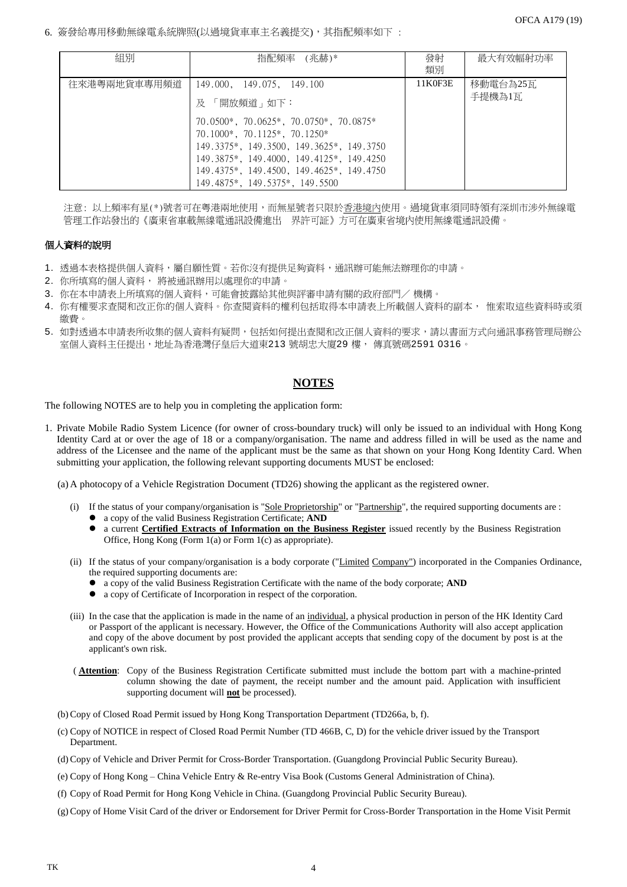6. 簽發給專用移動無線電系統牌照(以過境貨車車主名義提交)，其指配頻率如下 :

| 組別 | 指配頻率 (兆赫)* | 發射類別 | 最大有效幅射功率 |
| --- | --- | --- | --- |
| 往來港粵兩地貨車專用頻道 | 149.000, 149.075, 149.100<br>及 「開放頻道」如下：<br>70.0500*, 70.0625*, 70.0750*, 70.0875*<br>70.1000*, 70.1125*, 70.1250*<br>149.3375*, 149.3500, 149.3625*, 149.3750<br>149.3875*, 149.4000, 149.4125*, 149.4250<br>149.4375*, 149.4500, 149.4625*, 149.4750<br>149.4875*, 149.5375*, 149.5500 | 11K0F3E | 移動電台為25瓦<br>手提機為1瓦 |

注意: 以上頻率有星(*)號者可在粵港兩地使用，而無星號者只限於香港境內使用。過境貨車須同時領有深圳市涉外無線電管理工作站發出的《廣東省車載無線電通訊設備進出 界許可証》方可在廣東省境內使用無線電通訊設備。

### 個人資料的說明

1. 透過本表格提供個人資料，屬自願性質。若你沒有提供足夠資料，通訊辦可能無法辦理你的申請。
2. 你所填寫的個人資料， 將被通訊辦用以處理你的申請。
3. 你在本申請表上所填寫的個人資料，可能會披露給其他與評審申請有關的政府部門／ 機構。
4. 你有權要求查閱和改正你的個人資料。你查閱資料的權利包括取得本申請表上所載個人資料的副本， 惟索取這些資料時或須繳費。
5. 如對透過本申請表所收集的個人資料有疑問，包括如何提出查閱和改正個人資料的要求，請以書面方式向通訊事務管理局辦公室個人資料主任提出，地址為香港灣仔皇后大道東213 號胡忠大廈29 樓， 傳真號碼2591 0316。

## NOTES

The following NOTES are to help you in completing the application form:

1. Private Mobile Radio System Licence (for owner of cross-boundary truck) will only be issued to an individual with Hong Kong Identity Card at or over the age of 18 or a company/organisation. The name and address filled in will be used as the name and address of the Licensee and the name of the applicant must be the same as that shown on your Hong Kong Identity Card. When submitting your application, the following relevant supporting documents MUST be enclosed:

   (a) A photocopy of a Vehicle Registration Document (TD26) showing the applicant as the registered owner.

   (i) If the status of your company/organisation is "Sole Proprietorship" or "Partnership", the required supporting documents are :
   - a copy of the valid Business Registration Certificate; **AND**
   - a current **Certified Extracts of Information on the Business Register** issued recently by the Business Registration Office, Hong Kong (Form 1(a) or Form 1(c) as appropriate).

   (ii) If the status of your company/organisation is a body corporate ("Limited Company") incorporated in the Companies Ordinance, the required supporting documents are:
   - a copy of the valid Business Registration Certificate with the name of the body corporate; **AND**
   - a copy of Certificate of Incorporation in respect of the corporation.

   (iii) In the case that the application is made in the name of an individual, a physical production in person of the HK Identity Card or Passport of the applicant is necessary. However, the Office of the Communications Authority will also accept application and copy of the above document by post provided the applicant accepts that sending copy of the document by post is at the applicant's own risk.

   ( **Attention**: Copy of the Business Registration Certificate submitted must include the bottom part with a machine-printed column showing the date of payment, the receipt number and the amount paid. Application with insufficient supporting document will **not** be processed).

   (b) Copy of Closed Road Permit issued by Hong Kong Transportation Department (TD266a, b, f).

   (c) Copy of NOTICE in respect of Closed Road Permit Number (TD 466B, C, D) for the vehicle driver issued by the Transport Department.

   (d) Copy of Vehicle and Driver Permit for Cross-Border Transportation. (Guangdong Provincial Public Security Bureau).

   (e) Copy of Hong Kong – China Vehicle Entry & Re-entry Visa Book (Customs General Administration of China).

   (f) Copy of Road Permit for Hong Kong Vehicle in China. (Guangdong Provincial Public Security Bureau).

   (g) Copy of Home Visit Card of the driver or Endorsement for Driver Permit for Cross-Border Transportation in the Home Visit Permit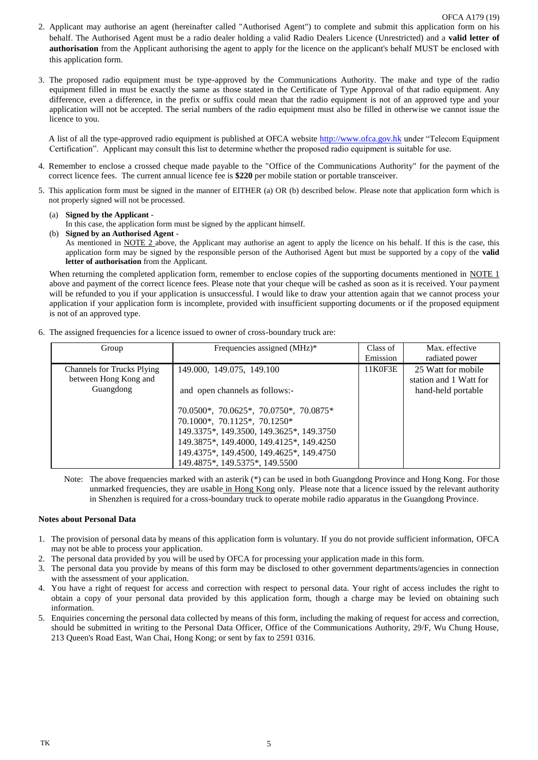2. Applicant may authorise an agent (hereinafter called "Authorised Agent") to complete and submit this application form on his behalf. The Authorised Agent must be a radio dealer holding a valid Radio Dealers Licence (Unrestricted) and a **valid letter of authorisation** from the Applicant authorising the agent to apply for the licence on the applicant's behalf MUST be enclosed with this application form.

3. The proposed radio equipment must be type-approved by the Communications Authority. The make and type of the radio equipment filled in must be exactly the same as those stated in the Certificate of Type Approval of that radio equipment. Any difference, even a difference, in the prefix or suffix could mean that the radio equipment is not of an approved type and your application will not be accepted. The serial numbers of the radio equipment must also be filled in otherwise we cannot issue the licence to you.

   A list of all the type-approved radio equipment is published at OFCA website http://www.ofca.gov.hk under "Telecom Equipment Certification". Applicant may consult this list to determine whether the proposed radio equipment is suitable for use.

4. Remember to enclose a crossed cheque made payable to the "Office of the Communications Authority" for the payment of the correct licence fees. The current annual licence fee is **$220** per mobile station or portable transceiver.

5. This application form must be signed in the manner of EITHER (a) OR (b) described below. Please note that application form which is not properly signed will not be processed.

   (a) **Signed by the Applicant** -
   In this case, the application form must be signed by the applicant himself.

   (b) **Signed by an Authorised Agent** -
   As mentioned in NOTE 2 above, the Applicant may authorise an agent to apply the licence on his behalf. If this is the case, this application form may be signed by the responsible person of the Authorised Agent but must be supported by a copy of the **valid letter of authorisation** from the Applicant.

   When returning the completed application form, remember to enclose copies of the supporting documents mentioned in NOTE 1 above and payment of the correct licence fees. Please note that your cheque will be cashed as soon as it is received. Your payment will be refunded to you if your application is unsuccessful. I would like to draw your attention again that we cannot process your application if your application form is incomplete, provided with insufficient supporting documents or if the proposed equipment is not of an approved type.

6. The assigned frequencies for a licence issued to owner of cross-boundary truck are:

| Group | Frequencies assigned (MHz)* | Class of Emission | Max. effective radiated power |
|---|---|---|---|
| Channels for Trucks Plying between Hong Kong and Guangdong | 149.000, 149.075, 149.100<br><br>and open channels as follows:-<br><br>70.0500*, 70.0625*, 70.0750*, 70.0875*<br>70.1000*, 70.1125*, 70.1250*<br>149.3375*, 149.3500, 149.3625*, 149.3750<br>149.3875*, 149.4000, 149.4125*, 149.4250<br>149.4375*, 149.4500, 149.4625*, 149.4750<br>149.4875*, 149.5375*, 149.5500 | 11K0F3E | 25 Watt for mobile station and 1 Watt for hand-held portable |

Note: The above frequencies marked with an asterik (*) can be used in both Guangdong Province and Hong Kong. For those unmarked frequencies, they are usable in Hong Kong only. Please note that a licence issued by the relevant authority in Shenzhen is required for a cross-boundary truck to operate mobile radio apparatus in the Guangdong Province.

**Notes about Personal Data**

1. The provision of personal data by means of this application form is voluntary. If you do not provide sufficient information, OFCA may not be able to process your application.
2. The personal data provided by you will be used by OFCA for processing your application made in this form.
3. The personal data you provide by means of this form may be disclosed to other government departments/agencies in connection with the assessment of your application.
4. You have a right of request for access and correction with respect to personal data. Your right of access includes the right to obtain a copy of your personal data provided by this application form, though a charge may be levied on obtaining such information.
5. Enquiries concerning the personal data collected by means of this form, including the making of request for access and correction, should be submitted in writing to the Personal Data Officer, Office of the Communications Authority, 29/F, Wu Chung House, 213 Queen's Road East, Wan Chai, Hong Kong; or sent by fax to 2591 0316.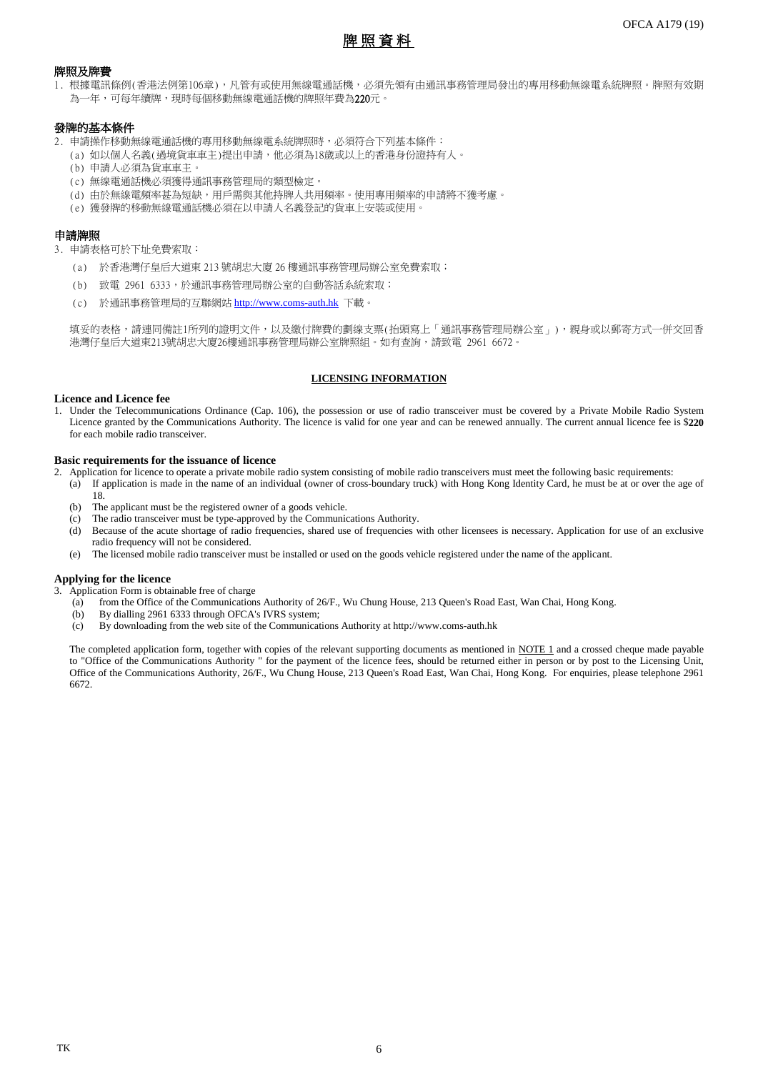# 牌照資料

## 牌照及牌費

1. 根據電訊條例(香港法例第106章)，凡管有或使用無線電通話機，必須先領有由通訊事務管理局發出的專用移動無線電系統牌照。牌照有效期為一年，可每年續牌，現時每個移動無線電通話機的牌照年費為**220**元。

## 發牌的基本條件

2. 申請操作移動無線電通話機的專用移動無線電系統牌照時，必須符合下列基本條件：
   (a) 如以個人名義(過境貨車車主)提出申請，他必須為18歲或以上的香港身份證持有人。
   (b) 申請人必須為貨車車主。
   (c) 無線電通話機必須獲得通訊事務管理局的類型檢定。
   (d) 由於無線電頻率甚為短缺，用戶需與其他持牌人共用頻率。使用專用頻率的申請將不獲考慮。
   (e) 獲發牌的移動無線電通話機必須在以申請人名義登記的貨車上安裝或使用。

## 申請牌照

3. 申請表格可於下址免費索取：

   (a) 於香港灣仔皇后大道東 213 號胡忠大廈 26 樓通訊事務管理局辦公室免費索取；

   (b) 致電 2961 6333，於通訊事務管理局辦公室的自動答話系統索取；

   (c) 於通訊事務管理局的互聯網站 http://www.coms-auth.hk 下載。

   填妥的表格，請連同備註1所列的證明文件，以及繳付牌費的劃線支票(抬頭寫上「通訊事務管理局辦公室」)，親身或以郵寄方式一併交回香港灣仔皇后大道東213號胡忠大廈26樓通訊事務管理局辦公室牌照組。如有查詢，請致電 2961 6672。

## LICENSING INFORMATION

### Licence and Licence fee

1. Under the Telecommunications Ordinance (Cap. 106), the possession or use of radio transceiver must be covered by a Private Mobile Radio System Licence granted by the Communications Authority. The licence is valid for one year and can be renewed annually. The current annual licence fee is $**220** for each mobile radio transceiver.

### Basic requirements for the issuance of licence

2. Application for licence to operate a private mobile radio system consisting of mobile radio transceivers must meet the following basic requirements:
   (a) If application is made in the name of an individual (owner of cross-boundary truck) with Hong Kong Identity Card, he must be at or over the age of 18.
   (b) The applicant must be the registered owner of a goods vehicle.
   (c) The radio transceiver must be type-approved by the Communications Authority.
   (d) Because of the acute shortage of radio frequencies, shared use of frequencies with other licensees is necessary. Application for use of an exclusive radio frequency will not be considered.
   (e) The licensed mobile radio transceiver must be installed or used on the goods vehicle registered under the name of the applicant.

### Applying for the licence

3. Application Form is obtainable free of charge
   (a) from the Office of the Communications Authority of 26/F., Wu Chung House, 213 Queen's Road East, Wan Chai, Hong Kong.
   (b) By dialling 2961 6333 through OFCA's IVRS system;
   (c) By downloading from the web site of the Communications Authority at http://www.coms-auth.hk

   The completed application form, together with copies of the relevant supporting documents as mentioned in NOTE 1 and a crossed cheque made payable to "Office of the Communications Authority " for the payment of the licence fees, should be returned either in person or by post to the Licensing Unit, Office of the Communications Authority, 26/F., Wu Chung House, 213 Queen's Road East, Wan Chai, Hong Kong. For enquiries, please telephone 2961 6672.